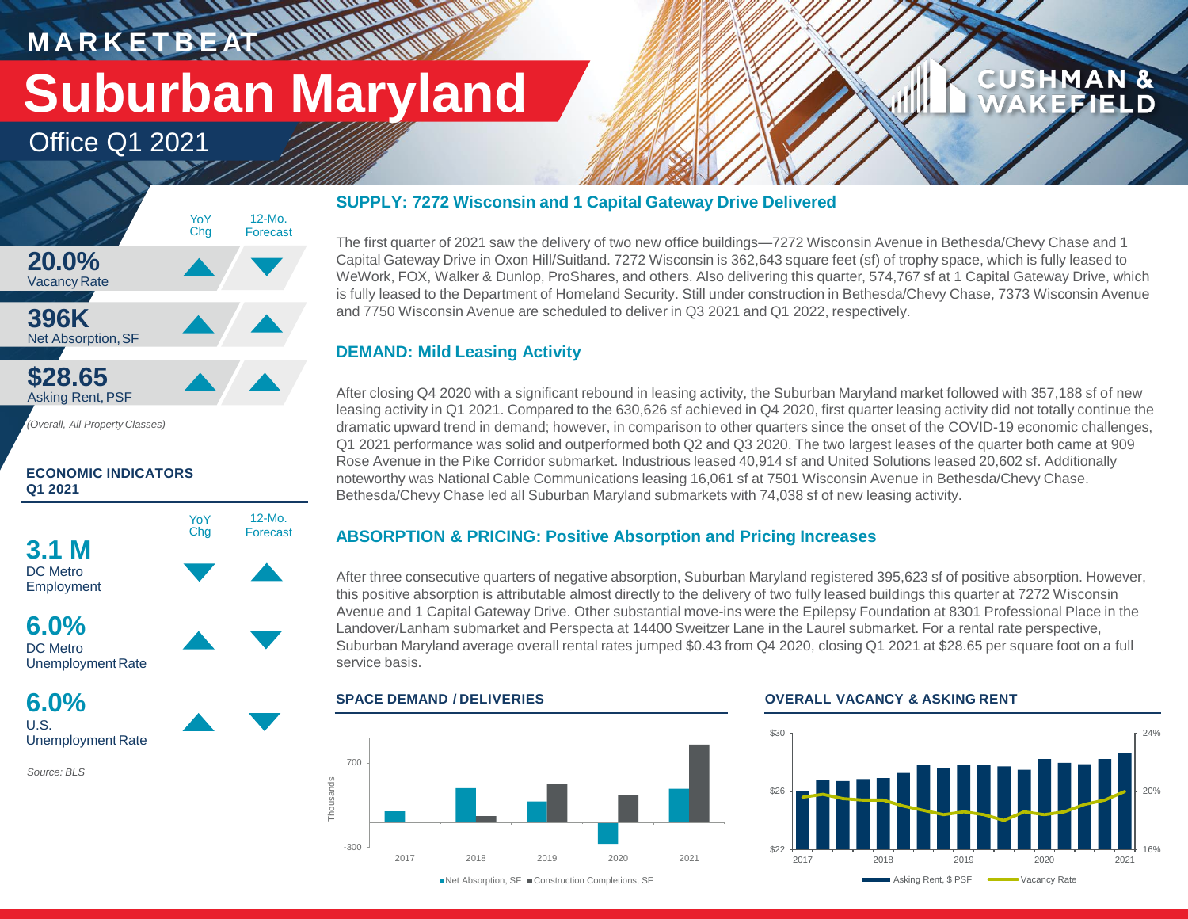MARKETBEAT

# Suburban Maryland

## Office Q1 2021

CUSHMAN & WAKEFIELD

| | YoY Chg | 12-Mo. Forecast |
|---|---|---|
| **20.0%** Vacancy Rate | ▲ | ▼ |
| **396K** Net Absorption, SF | ▲ | ▲ |
| **$28.65** Asking Rent, PSF | ▲ | ▲ |

*(Overall, All Property Classes)*

**ECONOMIC INDICATORS Q1 2021**

| | YoY Chg | 12-Mo. Forecast |
|---|---|---|
| **3.1 M** DC Metro Employment | ▼ | ▲ |
| **6.0%** DC Metro Unemployment Rate | ▲ | ▼ |
| **6.0%** U.S. Unemployment Rate | ▲ | ▼ |

*Source: BLS*

### SUPPLY: 7272 Wisconsin and 1 Capital Gateway Drive Delivered

The first quarter of 2021 saw the delivery of two new office buildings—7272 Wisconsin Avenue in Bethesda/Chevy Chase and 1 Capital Gateway Drive in Oxon Hill/Suitland. 7272 Wisconsin is 362,643 square feet (sf) of trophy space, which is fully leased to WeWork, FOX, Walker & Dunlop, ProShares, and others. Also delivering this quarter, 574,767 sf at 1 Capital Gateway Drive, which is fully leased to the Department of Homeland Security. Still under construction in Bethesda/Chevy Chase, 7373 Wisconsin Avenue and 7750 Wisconsin Avenue are scheduled to deliver in Q3 2021 and Q1 2022, respectively.

### DEMAND: Mild Leasing Activity

After closing Q4 2020 with a significant rebound in leasing activity, the Suburban Maryland market followed with 357,188 sf of new leasing activity in Q1 2021. Compared to the 630,626 sf achieved in Q4 2020, first quarter leasing activity did not totally continue the dramatic upward trend in demand; however, in comparison to other quarters since the onset of the COVID-19 economic challenges, Q1 2021 performance was solid and outperformed both Q2 and Q3 2020. The two largest leases of the quarter both came at 909 Rose Avenue in the Pike Corridor submarket. Industrious leased 40,914 sf and United Solutions leased 20,602 sf. Additionally noteworthy was National Cable Communications leasing 16,061 sf at 7501 Wisconsin Avenue in Bethesda/Chevy Chase. Bethesda/Chevy Chase led all Suburban Maryland submarkets with 74,038 sf of new leasing activity.

### ABSORPTION & PRICING: Positive Absorption and Pricing Increases

After three consecutive quarters of negative absorption, Suburban Maryland registered 395,623 sf of positive absorption. However, this positive absorption is attributable almost directly to the delivery of two fully leased buildings this quarter at 7272 Wisconsin Avenue and 1 Capital Gateway Drive. Other substantial move-ins were the Epilepsy Foundation at 8301 Professional Place in the Landover/Lanham submarket and Perspecta at 14400 Sweitzer Lane in the Laurel submarket. For a rental rate perspective, Suburban Maryland average overall rental rates jumped $0.43 from Q4 2020, closing Q1 2021 at $28.65 per square foot on a full service basis.

**SPACE DEMAND / DELIVERIES**

Thousands; Years 2017–2021; Net Absorption, SF; Construction Completions, SF

**OVERALL VACANCY & ASKING RENT**

Asking Rent, $ PSF; Vacancy Rate; 2017–2021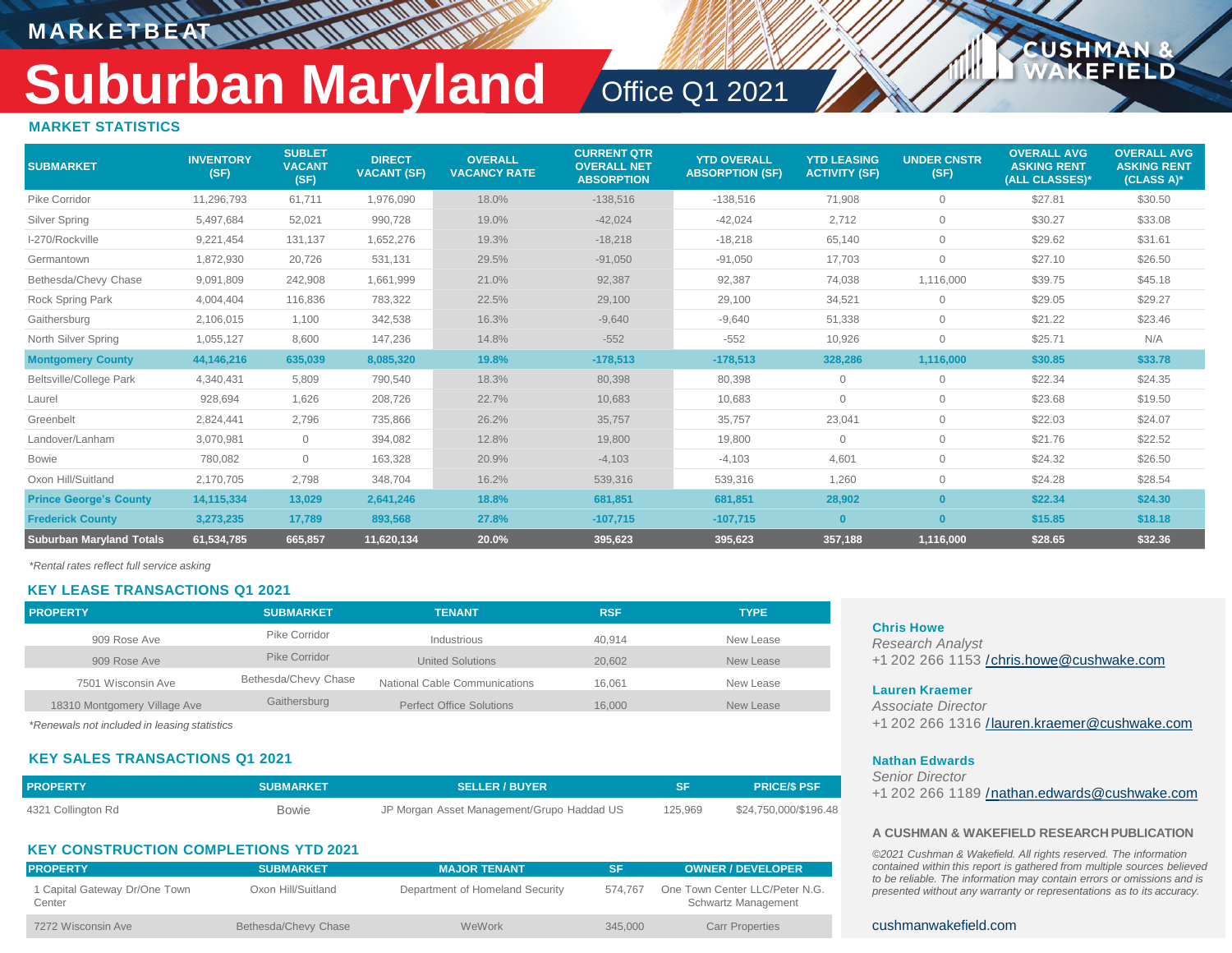MARKETBEAT

# Suburban Maryland

## Office Q1 2021

CUSHMAN & WAKEFIELD

### MARKET STATISTICS

| SUBMARKET | INVENTORY (SF) | SUBLET VACANT (SF) | DIRECT VACANT (SF) | OVERALL VACANCY RATE | CURRENT QTR OVERALL NET ABSORPTION | YTD OVERALL ABSORPTION (SF) | YTD LEASING ACTIVITY (SF) | UNDER CNSTR (SF) | OVERALL AVG ASKING RENT (ALL CLASSES)* | OVERALL AVG ASKING RENT (CLASS A)* |
|---|---|---|---|---|---|---|---|---|---|---|
| Pike Corridor | 11,296,793 | 61,711 | 1,976,090 | 18.0% | -138,516 | -138,516 | 71,908 | 0 | $27.81 | $30.50 |
| Silver Spring | 5,497,684 | 52,021 | 990,728 | 19.0% | -42,024 | -42,024 | 2,712 | 0 | $30.27 | $33.08 |
| I-270/Rockville | 9,221,454 | 131,137 | 1,652,276 | 19.3% | -18,218 | -18,218 | 65,140 | 0 | $29.62 | $31.61 |
| Germantown | 1,872,930 | 20,726 | 531,131 | 29.5% | -91,050 | -91,050 | 17,703 | 0 | $27.10 | $26.50 |
| Bethesda/Chevy Chase | 9,091,809 | 242,908 | 1,661,999 | 21.0% | 92,387 | 92,387 | 74,038 | 1,116,000 | $39.75 | $45.18 |
| Rock Spring Park | 4,004,404 | 116,836 | 783,322 | 22.5% | 29,100 | 29,100 | 34,521 | 0 | $29.05 | $29.27 |
| Gaithersburg | 2,106,015 | 1,100 | 342,538 | 16.3% | -9,640 | -9,640 | 51,338 | 0 | $21.22 | $23.46 |
| North Silver Spring | 1,055,127 | 8,600 | 147,236 | 14.8% | -552 | -552 | 10,926 | 0 | $25.71 | N/A |
| **Montgomery County** | **44,146,216** | **635,039** | **8,085,320** | **19.8%** | **-178,513** | **-178,513** | **328,286** | **1,116,000** | **$30.85** | **$33.78** |
| Beltsville/College Park | 4,340,431 | 5,809 | 790,540 | 18.3% | 80,398 | 80,398 | 0 | 0 | $22.34 | $24.35 |
| Laurel | 928,694 | 1,626 | 208,726 | 22.7% | 10,683 | 10,683 | 0 | 0 | $23.68 | $19.50 |
| Greenbelt | 2,824,441 | 2,796 | 735,866 | 26.2% | 35,757 | 35,757 | 23,041 | 0 | $22.03 | $24.07 |
| Landover/Lanham | 3,070,981 | 0 | 394,082 | 12.8% | 19,800 | 19,800 | 0 | 0 | $21.76 | $22.52 |
| Bowie | 780,082 | 0 | 163,328 | 20.9% | -4,103 | -4,103 | 4,601 | 0 | $24.32 | $26.50 |
| Oxon Hill/Suitland | 2,170,705 | 2,798 | 348,704 | 16.2% | 539,316 | 539,316 | 1,260 | 0 | $24.28 | $28.54 |
| **Prince George's County** | **14,115,334** | **13,029** | **2,641,246** | **18.8%** | **681,851** | **681,851** | **28,902** | **0** | **$22.34** | **$24.30** |
| **Frederick County** | **3,273,235** | **17,789** | **893,568** | **27.8%** | **-107,715** | **-107,715** | **0** | **0** | **$15.85** | **$18.18** |
| **Suburban Maryland Totals** | **61,534,785** | **665,857** | **11,620,134** | **20.0%** | **395,623** | **395,623** | **357,188** | **1,116,000** | **$28.65** | **$32.36** |

*Rental rates reflect full service asking*

### KEY LEASE TRANSACTIONS Q1 2021

| PROPERTY | SUBMARKET | TENANT | RSF | TYPE |
|---|---|---|---|---|
| 909 Rose Ave | Pike Corridor | Industrious | 40,914 | New Lease |
| 909 Rose Ave | Pike Corridor | United Solutions | 20,602 | New Lease |
| 7501 Wisconsin Ave | Bethesda/Chevy Chase | National Cable Communications | 16,061 | New Lease |
| 18310 Montgomery Village Ave | Gaithersburg | Perfect Office Solutions | 16,000 | New Lease |

*Renewals not included in leasing statistics

### KEY SALES TRANSACTIONS Q1 2021

| PROPERTY | SUBMARKET | SELLER / BUYER | SF | PRICE/$ PSF |
|---|---|---|---|---|
| 4321 Collington Rd | Bowie | JP Morgan Asset Management/Grupo Haddad US | 125,969 | $24,750,000/$196.48 |

### KEY CONSTRUCTION COMPLETIONS YTD 2021

| PROPERTY | SUBMARKET | MAJOR TENANT | SF | OWNER / DEVELOPER |
|---|---|---|---|---|
| 1 Capital Gateway Dr/One Town Center | Oxon Hill/Suitland | Department of Homeland Security | 574,767 | One Town Center LLC/Peter N.G. Schwartz Management |
| 7272 Wisconsin Ave | Bethesda/Chevy Chase | WeWork | 345,000 | Carr Properties |

**Chris Howe**
*Research Analyst*
+1 202 266 1153 /chris.howe@cushwake.com

**Lauren Kraemer**
*Associate Director*
+1 202 266 1316 /lauren.kraemer@cushwake.com

**Nathan Edwards**
*Senior Director*
+1 202 266 1189 /nathan.edwards@cushwake.com

**A CUSHMAN & WAKEFIELD RESEARCH PUBLICATION**

*©2021 Cushman & Wakefield. All rights reserved. The information contained within this report is gathered from multiple sources believed to be reliable. The information may contain errors or omissions and is presented without any warranty or representations as to its accuracy.*

cushmanwakefield.com